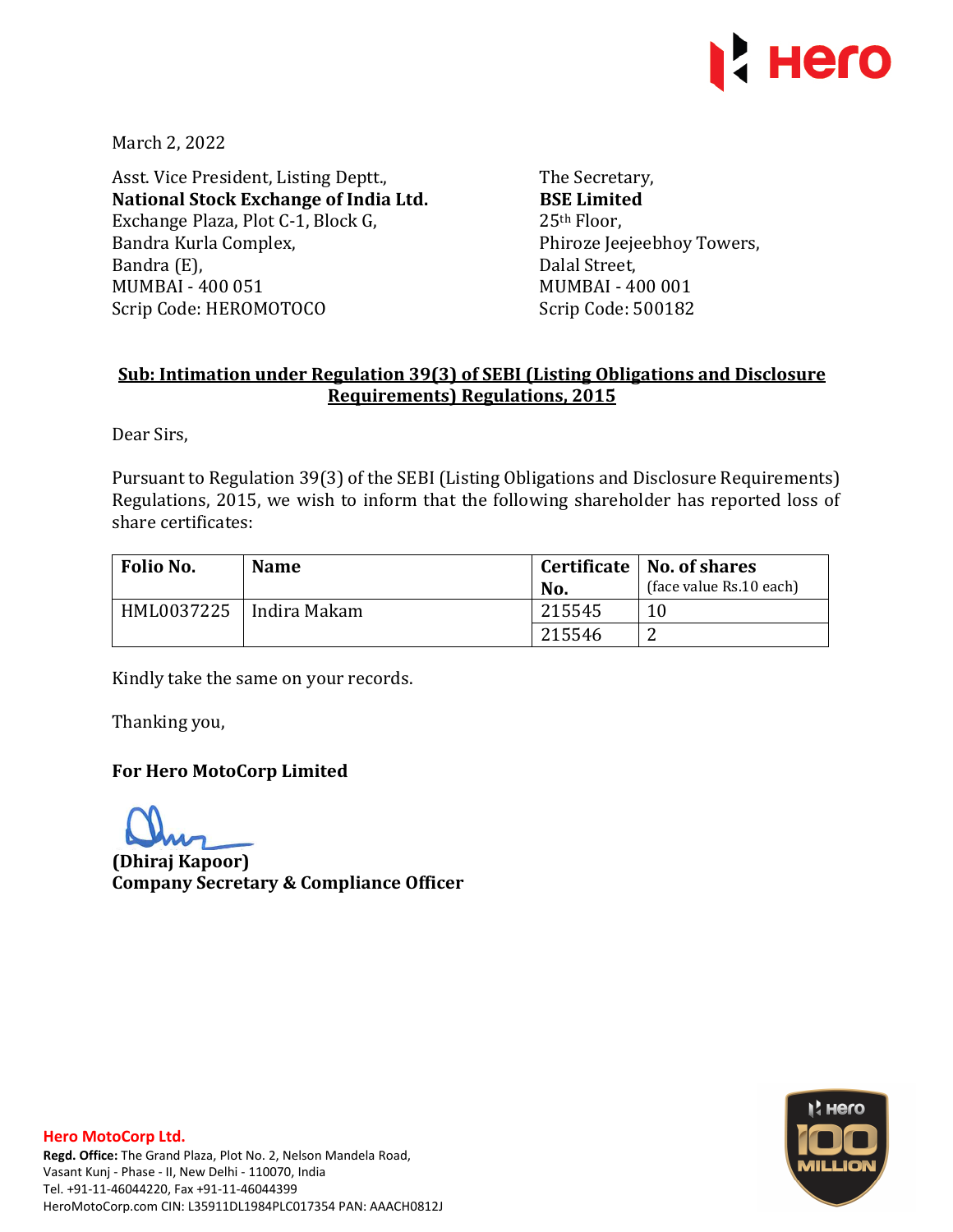March 2, 2022

Asst. Vice President, Listing Deptt.,
**National Stock Exchange of India Ltd.**
Exchange Plaza, Plot C-1, Block G,
Bandra Kurla Complex,
Bandra (E),
MUMBAI - 400 051
Scrip Code: HEROMOTOCO

The Secretary,
**BSE Limited**
25th Floor,
Phiroze Jeejeebhoy Towers,
Dalal Street,
MUMBAI - 400 001
Scrip Code: 500182

**Sub: Intimation under Regulation 39(3) of SEBI (Listing Obligations and Disclosure Requirements) Regulations, 2015**

Dear Sirs,

Pursuant to Regulation 39(3) of the SEBI (Listing Obligations and Disclosure Requirements) Regulations, 2015, we wish to inform that the following shareholder has reported loss of share certificates:

| Folio No. | Name | Certificate No. | No. of shares (face value Rs.10 each) |
|---|---|---|---|
| HML0037225 | Indira Makam | 215545 | 10 |
| | | 215546 | 2 |

Kindly take the same on your records.

Thanking you,

**For Hero MotoCorp Limited**

**(Dhiraj Kapoor)**
**Company Secretary & Compliance Officer**

**Hero MotoCorp Ltd.**
**Regd. Office:** The Grand Plaza, Plot No. 2, Nelson Mandela Road, Vasant Kunj - Phase - II, New Delhi - 110070, India
Tel. +91-11-46044220, Fax +91-11-46044399
HeroMotoCorp.com CIN: L35911DL1984PLC017354 PAN: AAACH0812J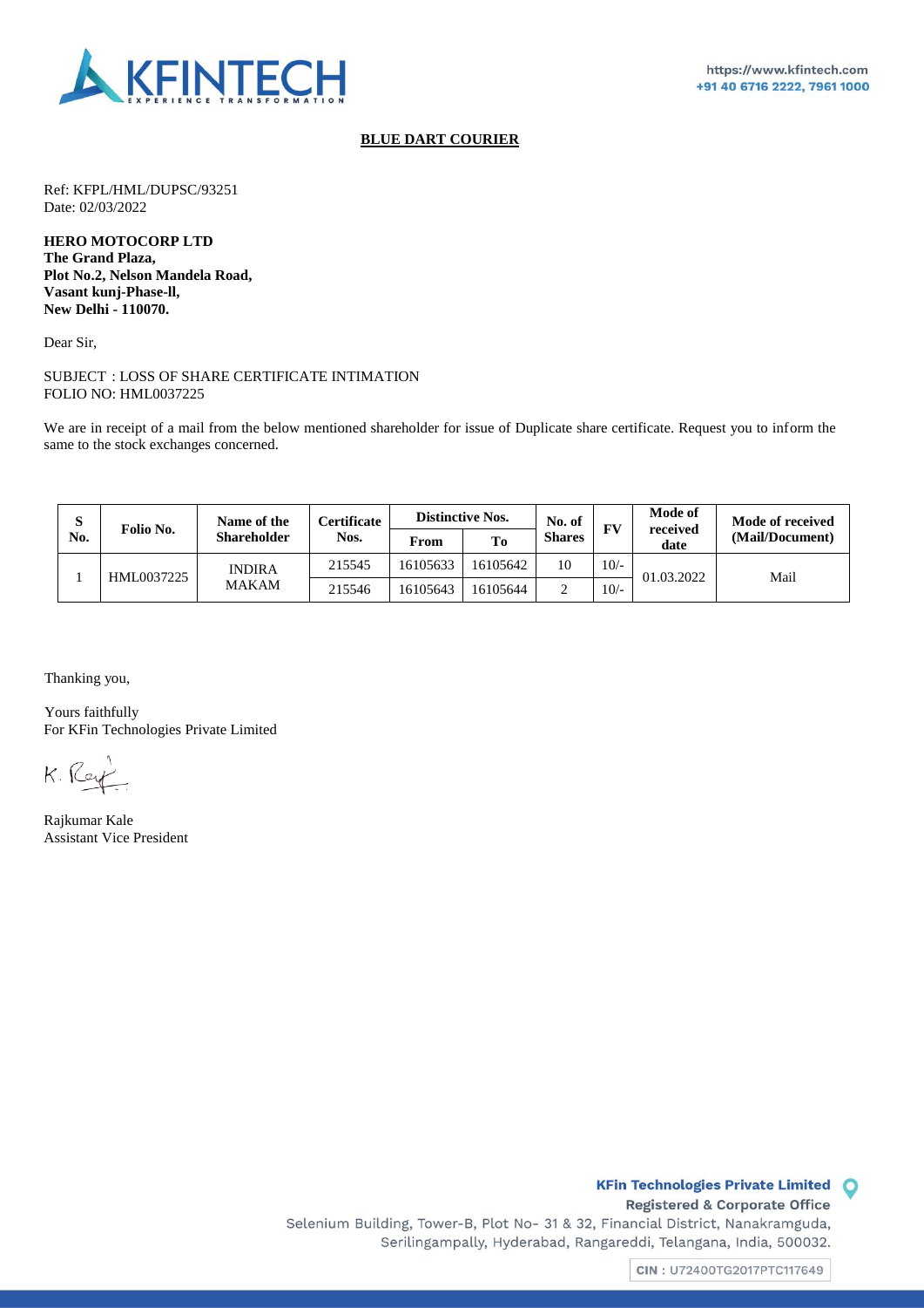https://www.kfintech.com
+91 40 6716 2222, 7961 1000

**BLUE DART COURIER**

Ref: KFPL/HML/DUPSC/93251
Date: 02/03/2022

**HERO MOTOCORP LTD**
**The Grand Plaza,**
**Plot No.2, Nelson Mandela Road,**
**Vasant kunj-Phase-ll,**
**New Delhi - 110070.**

Dear Sir,

SUBJECT : LOSS OF SHARE CERTIFICATE INTIMATION
FOLIO NO: HML0037225

We are in receipt of a mail from the below mentioned shareholder for issue of Duplicate share certificate. Request you to inform the same to the stock exchanges concerned.

| S No. | Folio No. | Name of the Shareholder | Certificate Nos. | Distinctive Nos. | | No. of Shares | FV | Mode of received date | Mode of received (Mail/Document) |
|---|---|---|---|---|---|---|---|---|---|
| | | | | From | To | | | | |
| 1 | HML0037225 | INDIRA MAKAM | 215545 | 16105633 | 16105642 | 10 | 10/- | 01.03.2022 | Mail |
| | | | 215546 | 16105643 | 16105644 | 2 | 10/- | | |

Thanking you,

Yours faithfully
For KFin Technologies Private Limited

K. Raj

Rajkumar Kale
Assistant Vice President

**KFin Technologies Private Limited**
Registered & Corporate Office
Selenium Building, Tower-B, Plot No- 31 & 32, Financial District, Nanakramguda, Serilingampally, Hyderabad, Rangareddi, Telangana, India, 500032.

CIN : U72400TG2017PTC117649